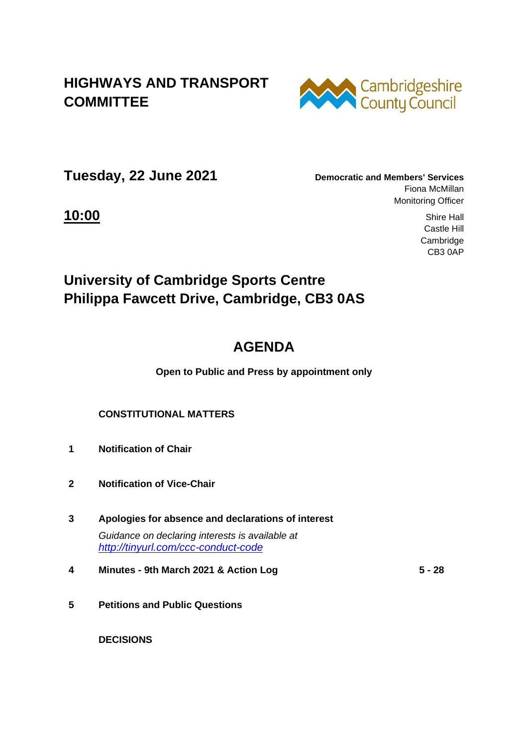# HIGHWAYS AND TRANSPORT COMMITTEE

Cambridgeshire County Council

## Tuesday, 22 June 2021

**Democratic and Members' Services**
Fiona McMillan
Monitoring Officer

**<u>10:00</u>**

Shire Hall
Castle Hill
Cambridge
CB3 0AP

## University of Cambridge Sports Centre
## Philippa Fawcett Drive, Cambridge, CB3 0AS

# AGENDA

**Open to Public and Press by appointment only**

**CONSTITUTIONAL MATTERS**

**1 Notification of Chair**

**2 Notification of Vice-Chair**

**3 Apologies for absence and declarations of interest**

*Guidance on declaring interests is available at [http://tinyurl.com/ccc-conduct-code](http://tinyurl.com/ccc-conduct-code)*

**4 Minutes - 9th March 2021 & Action Log** **5 - 28**

**5 Petitions and Public Questions**

**DECISIONS**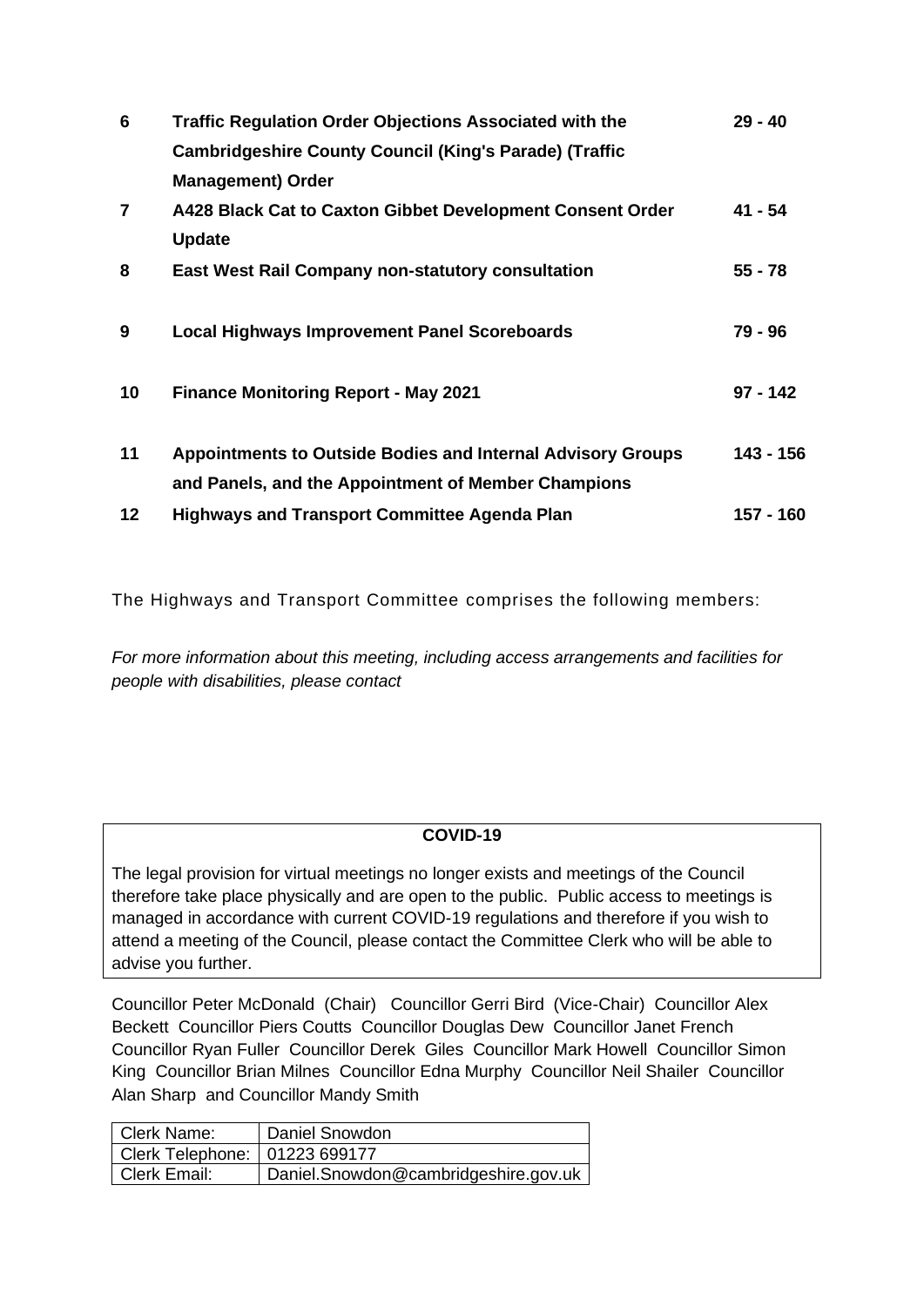| | | |
|---|---|---|
| **6** | **Traffic Regulation Order Objections Associated with the Cambridgeshire County Council (King's Parade) (Traffic Management) Order** | **29 - 40** |
| **7** | **A428 Black Cat to Caxton Gibbet Development Consent Order Update** | **41 - 54** |
| **8** | **East West Rail Company non-statutory consultation** | **55 - 78** |
| **9** | **Local Highways Improvement Panel Scoreboards** | **79 - 96** |
| **10** | **Finance Monitoring Report - May 2021** | **97 - 142** |
| **11** | **Appointments to Outside Bodies and Internal Advisory Groups and Panels, and the Appointment of Member Champions** | **143 - 156** |
| **12** | **Highways and Transport Committee Agenda Plan** | **157 - 160** |

The Highways and Transport Committee comprises the following members:

*For more information about this meeting, including access arrangements and facilities for people with disabilities, please contact*

**COVID-19**

The legal provision for virtual meetings no longer exists and meetings of the Council therefore take place physically and are open to the public. Public access to meetings is managed in accordance with current COVID-19 regulations and therefore if you wish to attend a meeting of the Council, please contact the Committee Clerk who will be able to advise you further.

Councillor Peter McDonald (Chair) Councillor Gerri Bird (Vice-Chair) Councillor Alex Beckett Councillor Piers Coutts Councillor Douglas Dew Councillor Janet French Councillor Ryan Fuller Councillor Derek Giles Councillor Mark Howell Councillor Simon King Councillor Brian Milnes Councillor Edna Murphy Councillor Neil Shailer Councillor Alan Sharp and Councillor Mandy Smith

| | |
|---|---|
| Clerk Name: | Daniel Snowdon |
| Clerk Telephone: | 01223 699177 |
| Clerk Email: | Daniel.Snowdon@cambridgeshire.gov.uk |